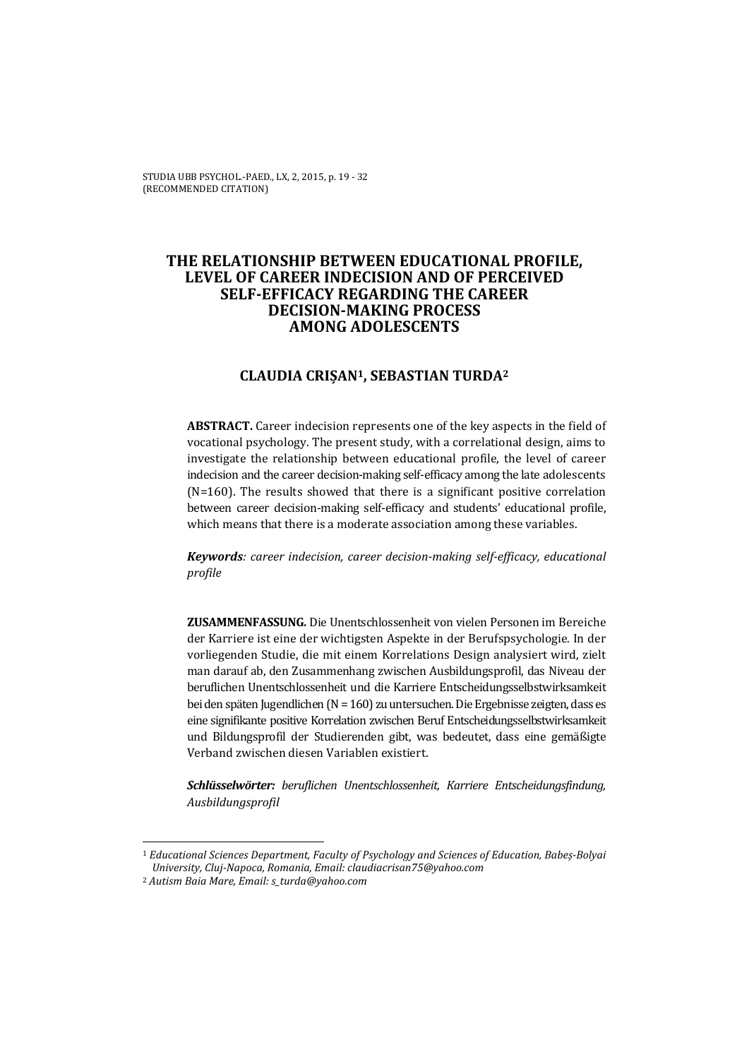# THE RELATIONSHIP BETWEEN EDUCATIONAL PROFILE, LEVEL OF CAREER INDECISION AND OF PERCEIVED SELF-EFFICACY REGARDING THE CAREER DECISION-MAKING PROCESS AMONG ADOLESCENTS

## CLAUDIA CRIȘAN[1], SEBASTIAN TURDA[2]

**ABSTRACT.** Career indecision represents one of the key aspects in the field of vocational psychology. The present study, with a correlational design, aims to investigate the relationship between educational profile, the level of career indecision and the career decision-making self-efficacy among the late adolescents (N=160). The results showed that there is a significant positive correlation between career decision-making self-efficacy and students' educational profile, which means that there is a moderate association among these variables.

***Keywords****: career indecision, career decision-making self-efficacy, educational profile*

**ZUSAMMENFASSUNG.** Die Unentschlossenheit von vielen Personen im Bereiche der Karriere ist eine der wichtigsten Aspekte in der Berufspsychologie. In der vorliegenden Studie, die mit einem Korrelations Design analysiert wird, zielt man darauf ab, den Zusammenhang zwischen Ausbildungsprofil, das Niveau der beruflichen Unentschlossenheit und die Karriere Entscheidungsselbstwirksamkeit bei den späten Jugendlichen (N = 160) zu untersuchen. Die Ergebnisse zeigten, dass es eine signifikante positive Korrelation zwischen Beruf Entscheidungsselbstwirksamkeit und Bildungsprofil der Studierenden gibt, was bedeutet, dass eine gemäßigte Verband zwischen diesen Variablen existiert.

***Schlüsselwörter:*** *beruflichen Unentschlossenheit, Karriere Entscheidungsfindung, Ausbildungsprofil*

---

[1] *Educational Sciences Department, Faculty of Psychology and Sciences of Education, Babeș-Bolyai University, Cluj-Napoca, Romania, Email: claudiacrisan75@yahoo.com*

[2] *Autism Baia Mare, Email: s_turda@yahoo.com*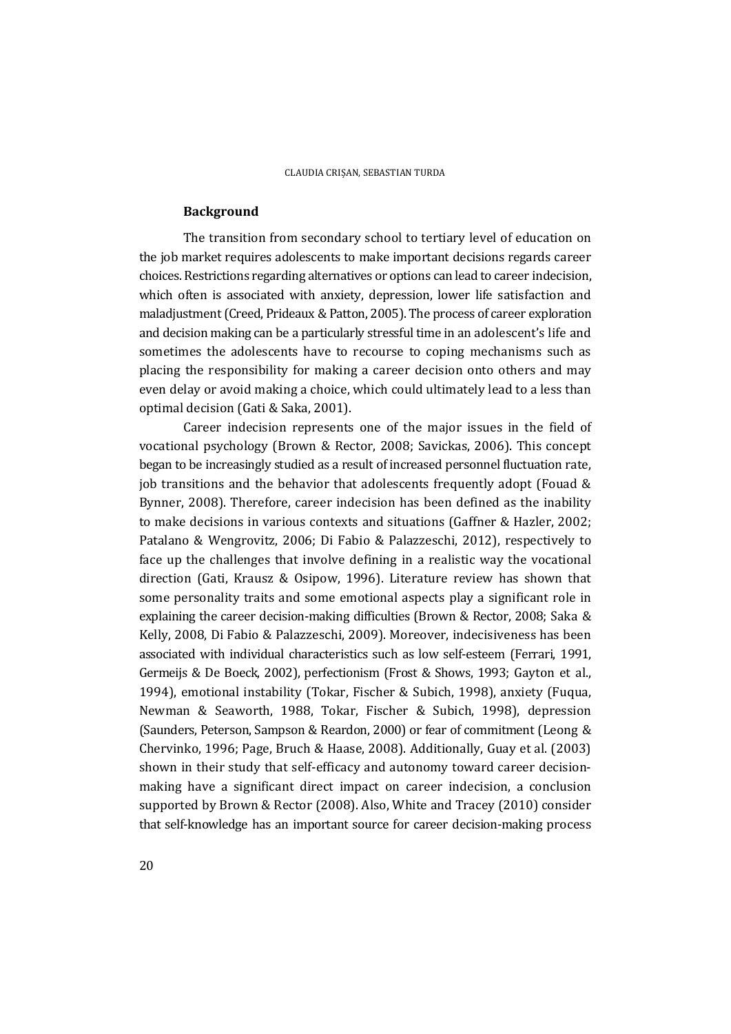## Background

The transition from secondary school to tertiary level of education on the job market requires adolescents to make important decisions regards career choices. Restrictions regarding alternatives or options can lead to career indecision, which often is associated with anxiety, depression, lower life satisfaction and maladjustment (Creed, Prideaux & Patton, 2005). The process of career exploration and decision making can be a particularly stressful time in an adolescent's life and sometimes the adolescents have to recourse to coping mechanisms such as placing the responsibility for making a career decision onto others and may even delay or avoid making a choice, which could ultimately lead to a less than optimal decision (Gati & Saka, 2001).

Career indecision represents one of the major issues in the field of vocational psychology (Brown & Rector, 2008; Savickas, 2006). This concept began to be increasingly studied as a result of increased personnel fluctuation rate, job transitions and the behavior that adolescents frequently adopt (Fouad & Bynner, 2008). Therefore, career indecision has been defined as the inability to make decisions in various contexts and situations (Gaffner & Hazler, 2002; Patalano & Wengrovitz, 2006; Di Fabio & Palazzeschi, 2012), respectively to face up the challenges that involve defining in a realistic way the vocational direction (Gati, Krausz & Osipow, 1996). Literature review has shown that some personality traits and some emotional aspects play a significant role in explaining the career decision-making difficulties (Brown & Rector, 2008; Saka & Kelly, 2008, Di Fabio & Palazzeschi, 2009). Moreover, indecisiveness has been associated with individual characteristics such as low self-esteem (Ferrari, 1991, Germeijs & De Boeck, 2002), perfectionism (Frost & Shows, 1993; Gayton et al., 1994), emotional instability (Tokar, Fischer & Subich, 1998), anxiety (Fuqua, Newman & Seaworth, 1988, Tokar, Fischer & Subich, 1998), depression (Saunders, Peterson, Sampson & Reardon, 2000) or fear of commitment (Leong & Chervinko, 1996; Page, Bruch & Haase, 2008). Additionally, Guay et al. (2003) shown in their study that self-efficacy and autonomy toward career decision-making have a significant direct impact on career indecision, a conclusion supported by Brown & Rector (2008). Also, White and Tracey (2010) consider that self-knowledge has an important source for career decision-making process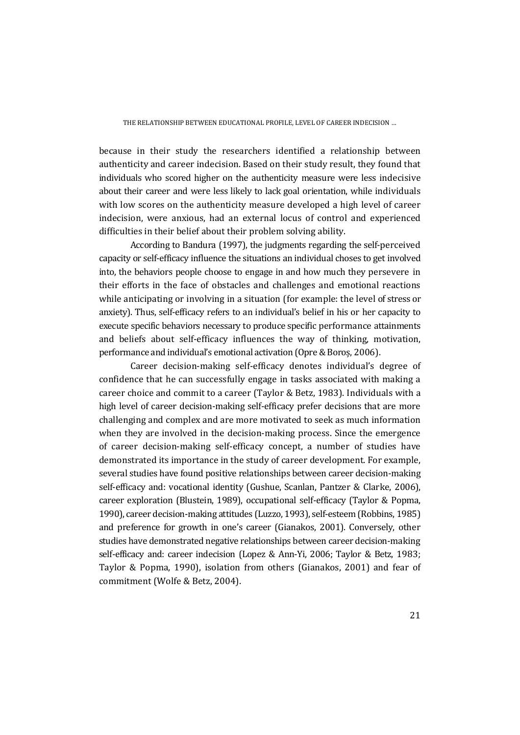because in their study the researchers identified a relationship between authenticity and career indecision. Based on their study result, they found that individuals who scored higher on the authenticity measure were less indecisive about their career and were less likely to lack goal orientation, while individuals with low scores on the authenticity measure developed a high level of career indecision, were anxious, had an external locus of control and experienced difficulties in their belief about their problem solving ability.

According to Bandura (1997), the judgments regarding the self-perceived capacity or self-efficacy influence the situations an individual choses to get involved into, the behaviors people choose to engage in and how much they persevere in their efforts in the face of obstacles and challenges and emotional reactions while anticipating or involving in a situation (for example: the level of stress or anxiety). Thus, self-efficacy refers to an individual's belief in his or her capacity to execute specific behaviors necessary to produce specific performance attainments and beliefs about self-efficacy influences the way of thinking, motivation, performance and individual's emotional activation (Opre & Boroș, 2006).

Career decision-making self-efficacy denotes individual's degree of confidence that he can successfully engage in tasks associated with making a career choice and commit to a career (Taylor & Betz, 1983). Individuals with a high level of career decision-making self-efficacy prefer decisions that are more challenging and complex and are more motivated to seek as much information when they are involved in the decision-making process. Since the emergence of career decision-making self-efficacy concept, a number of studies have demonstrated its importance in the study of career development. For example, several studies have found positive relationships between career decision-making self-efficacy and: vocational identity (Gushue, Scanlan, Pantzer & Clarke, 2006), career exploration (Blustein, 1989), occupational self-efficacy (Taylor & Popma, 1990), career decision-making attitudes (Luzzo, 1993), self-esteem (Robbins, 1985) and preference for growth in one's career (Gianakos, 2001). Conversely, other studies have demonstrated negative relationships between career decision-making self-efficacy and: career indecision (Lopez & Ann-Yi, 2006; Taylor & Betz, 1983; Taylor & Popma, 1990), isolation from others (Gianakos, 2001) and fear of commitment (Wolfe & Betz, 2004).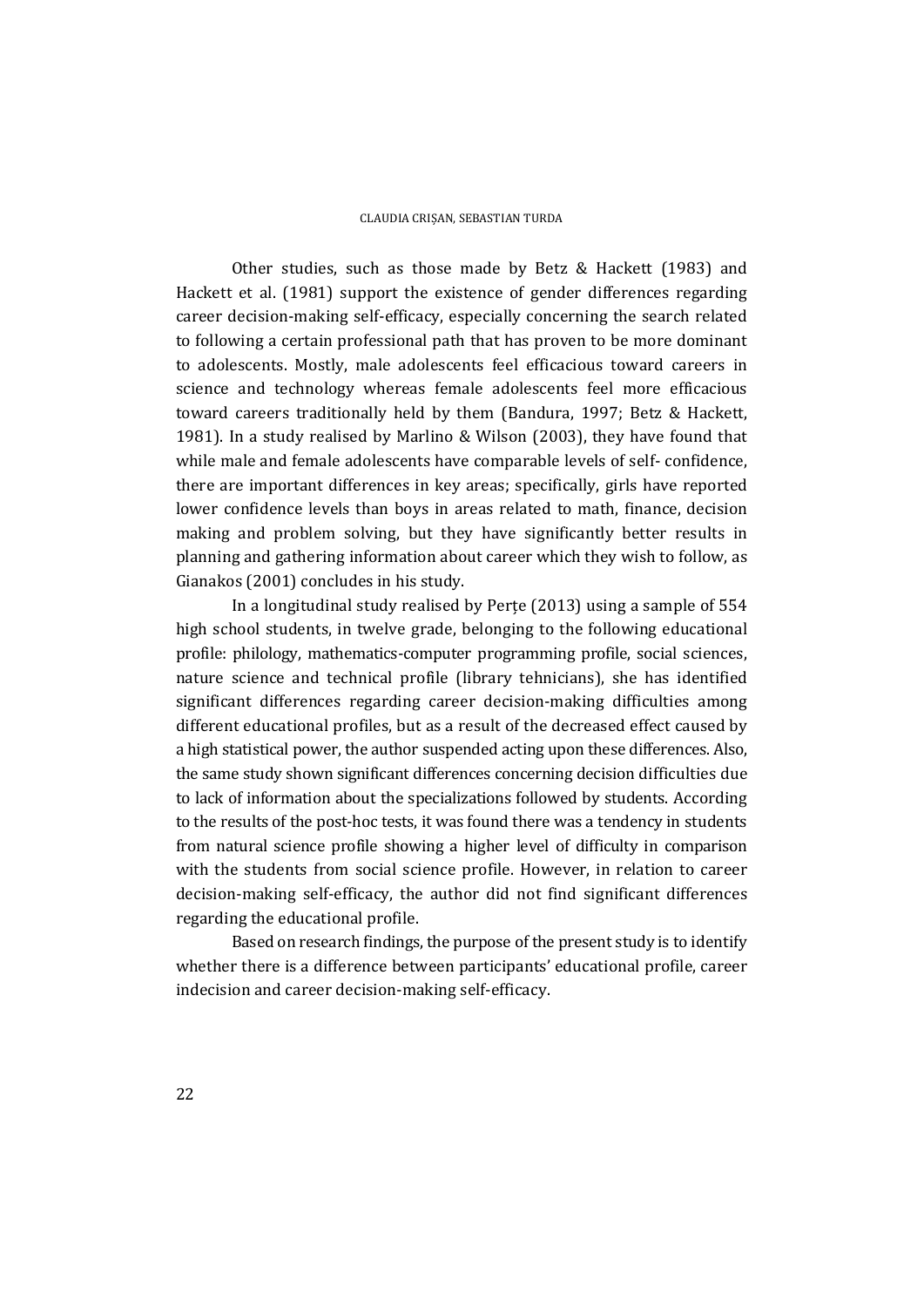Other studies, such as those made by Betz & Hackett (1983) and Hackett et al. (1981) support the existence of gender differences regarding career decision-making self-efficacy, especially concerning the search related to following a certain professional path that has proven to be more dominant to adolescents. Mostly, male adolescents feel efficacious toward careers in science and technology whereas female adolescents feel more efficacious toward careers traditionally held by them (Bandura, 1997; Betz & Hackett, 1981). In a study realised by Marlino & Wilson (2003), they have found that while male and female adolescents have comparable levels of self- confidence, there are important differences in key areas; specifically, girls have reported lower confidence levels than boys in areas related to math, finance, decision making and problem solving, but they have significantly better results in planning and gathering information about career which they wish to follow, as Gianakos (2001) concludes in his study.

In a longitudinal study realised by Perțe (2013) using a sample of 554 high school students, in twelve grade, belonging to the following educational profile: philology, mathematics-computer programming profile, social sciences, nature science and technical profile (library tehnicians), she has identified significant differences regarding career decision-making difficulties among different educational profiles, but as a result of the decreased effect caused by a high statistical power, the author suspended acting upon these differences. Also, the same study shown significant differences concerning decision difficulties due to lack of information about the specializations followed by students. According to the results of the post-hoc tests, it was found there was a tendency in students from natural science profile showing a higher level of difficulty in comparison with the students from social science profile. However, in relation to career decision-making self-efficacy, the author did not find significant differences regarding the educational profile.

Based on research findings, the purpose of the present study is to identify whether there is a difference between participants' educational profile, career indecision and career decision-making self-efficacy.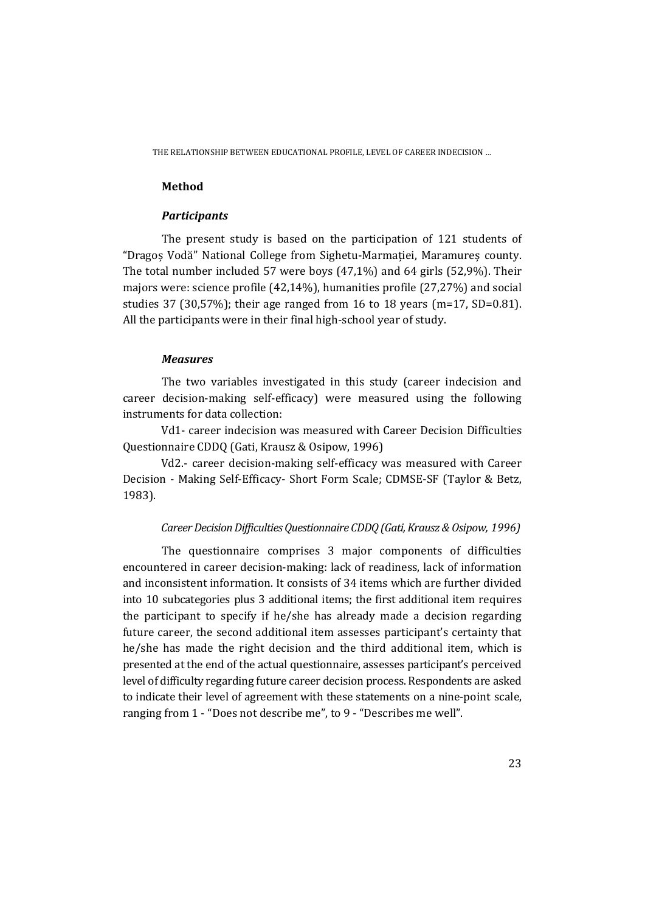## Method

### *Participants*

The present study is based on the participation of 121 students of "Dragoș Vodă" National College from Sighetu-Marmației, Maramureș county. The total number included 57 were boys (47,1%) and 64 girls (52,9%). Their majors were: science profile (42,14%), humanities profile (27,27%) and social studies 37 (30,57%); their age ranged from 16 to 18 years (m=17, SD=0.81). All the participants were in their final high-school year of study.

### *Measures*

The two variables investigated in this study (career indecision and career decision-making self-efficacy) were measured using the following instruments for data collection:

Vd1- career indecision was measured with Career Decision Difficulties Questionnaire CDDQ (Gati, Krausz & Osipow, 1996)

Vd2.- career decision-making self-efficacy was measured with Career Decision - Making Self-Efficacy- Short Form Scale; CDMSE-SF (Taylor & Betz, 1983).

*Career Decision Difficulties Questionnaire CDDQ (Gati, Krausz & Osipow, 1996)*

The questionnaire comprises 3 major components of difficulties encountered in career decision-making: lack of readiness, lack of information and inconsistent information. It consists of 34 items which are further divided into 10 subcategories plus 3 additional items; the first additional item requires the participant to specify if he/she has already made a decision regarding future career, the second additional item assesses participant's certainty that he/she has made the right decision and the third additional item, which is presented at the end of the actual questionnaire, assesses participant's perceived level of difficulty regarding future career decision process. Respondents are asked to indicate their level of agreement with these statements on a nine-point scale, ranging from 1 - "Does not describe me", to 9 - "Describes me well".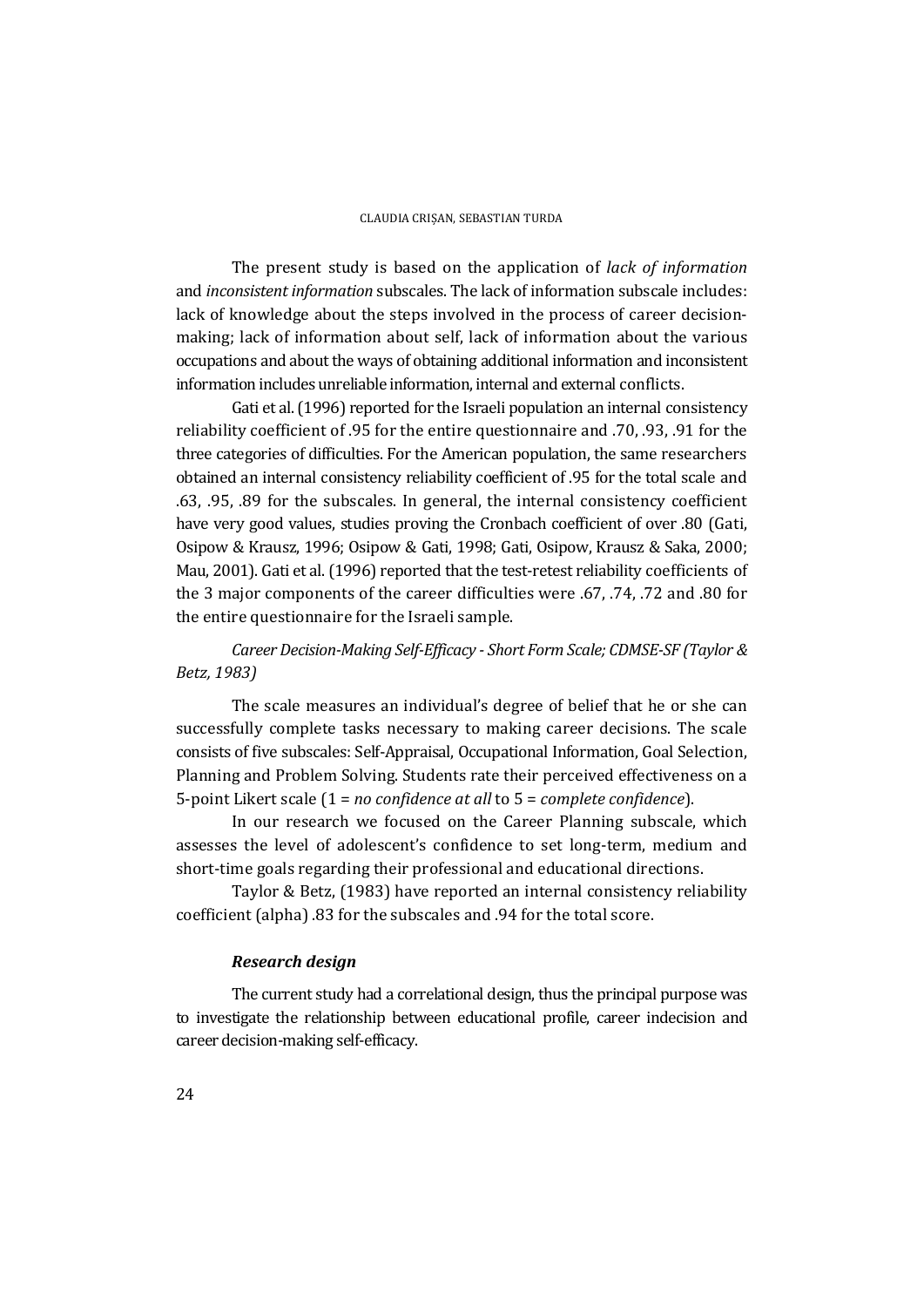The present study is based on the application of *lack of information* and *inconsistent information* subscales. The lack of information subscale includes: lack of knowledge about the steps involved in the process of career decision-making; lack of information about self, lack of information about the various occupations and about the ways of obtaining additional information and inconsistent information includes unreliable information, internal and external conflicts.

Gati et al. (1996) reported for the Israeli population an internal consistency reliability coefficient of .95 for the entire questionnaire and .70, .93, .91 for the three categories of difficulties. For the American population, the same researchers obtained an internal consistency reliability coefficient of .95 for the total scale and .63, .95, .89 for the subscales. In general, the internal consistency coefficient have very good values, studies proving the Cronbach coefficient of over .80 (Gati, Osipow & Krausz, 1996; Osipow & Gati, 1998; Gati, Osipow, Krausz & Saka, 2000; Mau, 2001). Gati et al. (1996) reported that the test-retest reliability coefficients of the 3 major components of the career difficulties were .67, .74, .72 and .80 for the entire questionnaire for the Israeli sample.

*Career Decision-Making Self-Efficacy - Short Form Scale; CDMSE-SF (Taylor & Betz, 1983)*

The scale measures an individual's degree of belief that he or she can successfully complete tasks necessary to making career decisions. The scale consists of five subscales: Self-Appraisal, Occupational Information, Goal Selection, Planning and Problem Solving. Students rate their perceived effectiveness on a 5-point Likert scale (1 = *no confidence at all* to 5 = *complete confidence*).

In our research we focused on the Career Planning subscale, which assesses the level of adolescent's confidence to set long-term, medium and short-time goals regarding their professional and educational directions.

Taylor & Betz, (1983) have reported an internal consistency reliability coefficient (alpha) .83 for the subscales and .94 for the total score.

### *Research design*

The current study had a correlational design, thus the principal purpose was to investigate the relationship between educational profile, career indecision and career decision-making self-efficacy.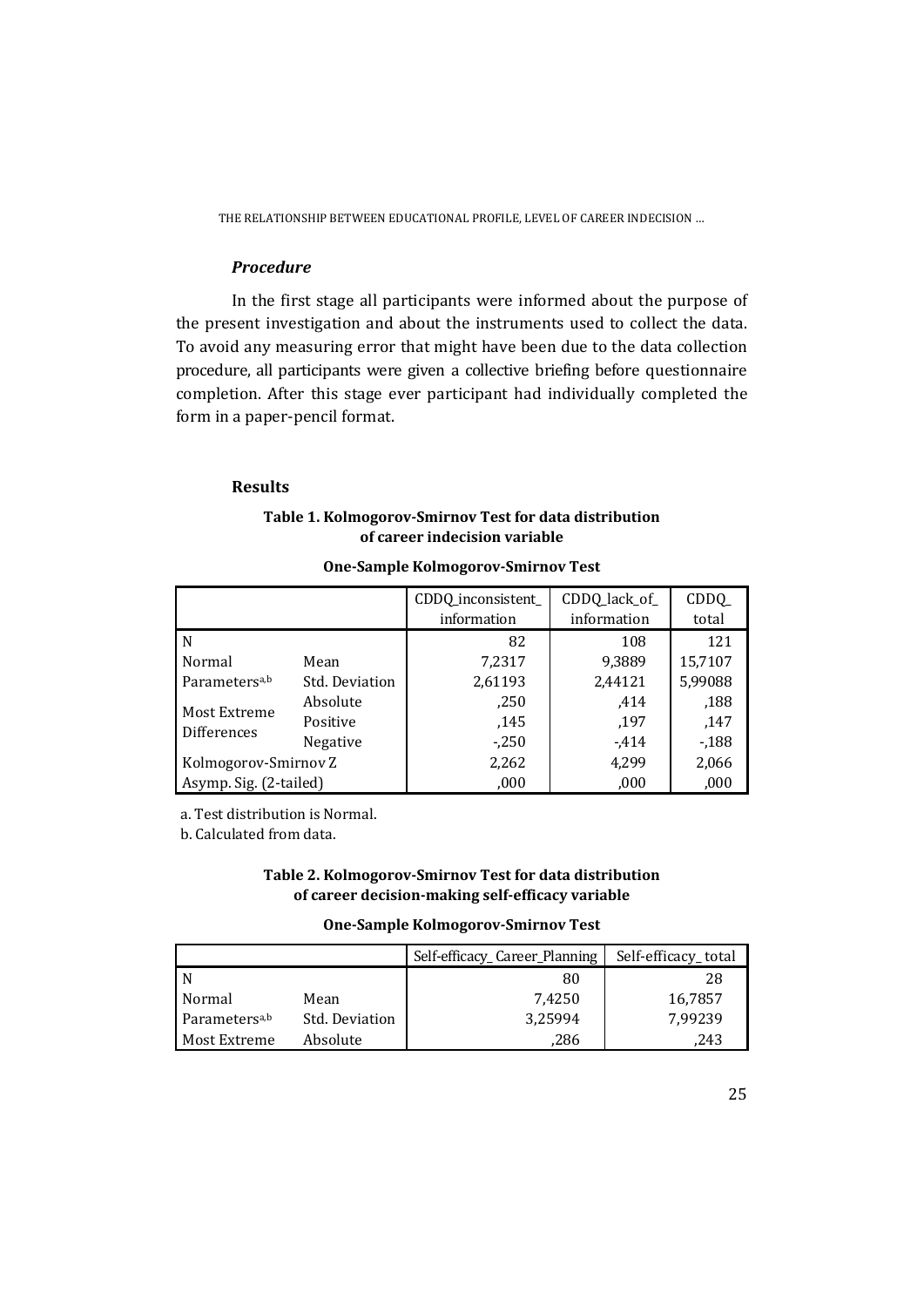### *Procedure*

In the first stage all participants were informed about the purpose of the present investigation and about the instruments used to collect the data. To avoid any measuring error that might have been due to the data collection procedure, all participants were given a collective briefing before questionnaire completion. After this stage ever participant had individually completed the form in a paper-pencil format.

### Results

**Table 1. Kolmogorov-Smirnov Test for data distribution of career indecision variable**

**One-Sample Kolmogorov-Smirnov Test**

| | | CDDQ_inconsistent_ information | CDDQ_lack_of_ information | CDDQ_ total |
|---|---|---|---|---|
| N | | 82 | 108 | 121 |
| Normal Parameters[a,b] | Mean | 7,2317 | 9,3889 | 15,7107 |
| | Std. Deviation | 2,61193 | 2,44121 | 5,99088 |
| Most Extreme Differences | Absolute | ,250 | ,414 | ,188 |
| | Positive | ,145 | ,197 | ,147 |
| | Negative | -,250 | -,414 | -,188 |
| Kolmogorov-Smirnov Z | | 2,262 | 4,299 | 2,066 |
| Asymp. Sig. (2-tailed) | | ,000 | ,000 | ,000 |

a. Test distribution is Normal.
b. Calculated from data.

**Table 2. Kolmogorov-Smirnov Test for data distribution of career decision-making self-efficacy variable**

**One-Sample Kolmogorov-Smirnov Test**

| | | Self-efficacy_ Career_Planning | Self-efficacy_ total |
|---|---|---|---|
| N | | 80 | 28 |
| Normal Parameters[a,b] | Mean | 7,4250 | 16,7857 |
| | Std. Deviation | 3,25994 | 7,99239 |
| Most Extreme | Absolute | ,286 | ,243 |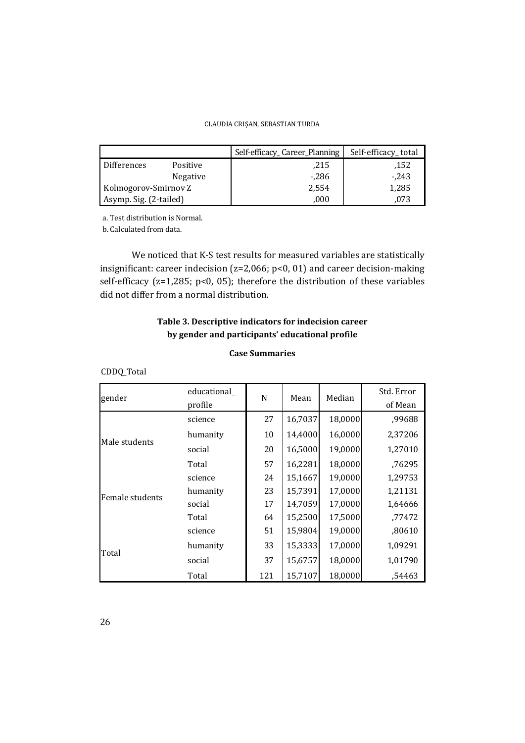| | | Self-efficacy_ Career_Planning | Self-efficacy_ total |
|---|---|---|---|
| Differences | Positive | ,215 | ,152 |
| | Negative | -,286 | -,243 |
| Kolmogorov-Smirnov Z | | 2,554 | 1,285 |
| Asymp. Sig. (2-tailed) | | ,000 | ,073 |

a. Test distribution is Normal.

b. Calculated from data.

We noticed that K-S test results for measured variables are statistically insignificant: career indecision (z=2,066; p<0, 01) and career decision-making self-efficacy (z=1,285; p<0, 05); therefore the distribution of these variables did not differ from a normal distribution.

**Table 3. Descriptive indicators for indecision career by gender and participants' educational profile**

**Case Summaries**

CDDQ_Total

| gender | educational_ profile | N | Mean | Median | Std. Error of Mean |
|---|---|---|---|---|---|
| Male students | science | 27 | 16,7037 | 18,0000 | ,99688 |
| | humanity | 10 | 14,4000 | 16,0000 | 2,37206 |
| | social | 20 | 16,5000 | 19,0000 | 1,27010 |
| | Total | 57 | 16,2281 | 18,0000 | ,76295 |
| Female students | science | 24 | 15,1667 | 19,0000 | 1,29753 |
| | humanity | 23 | 15,7391 | 17,0000 | 1,21131 |
| | social | 17 | 14,7059 | 17,0000 | 1,64666 |
| | Total | 64 | 15,2500 | 17,5000 | ,77472 |
| Total | science | 51 | 15,9804 | 19,0000 | ,80610 |
| | humanity | 33 | 15,3333 | 17,0000 | 1,09291 |
| | social | 37 | 15,6757 | 18,0000 | 1,01790 |
| | Total | 121 | 15,7107 | 18,0000 | ,54463 |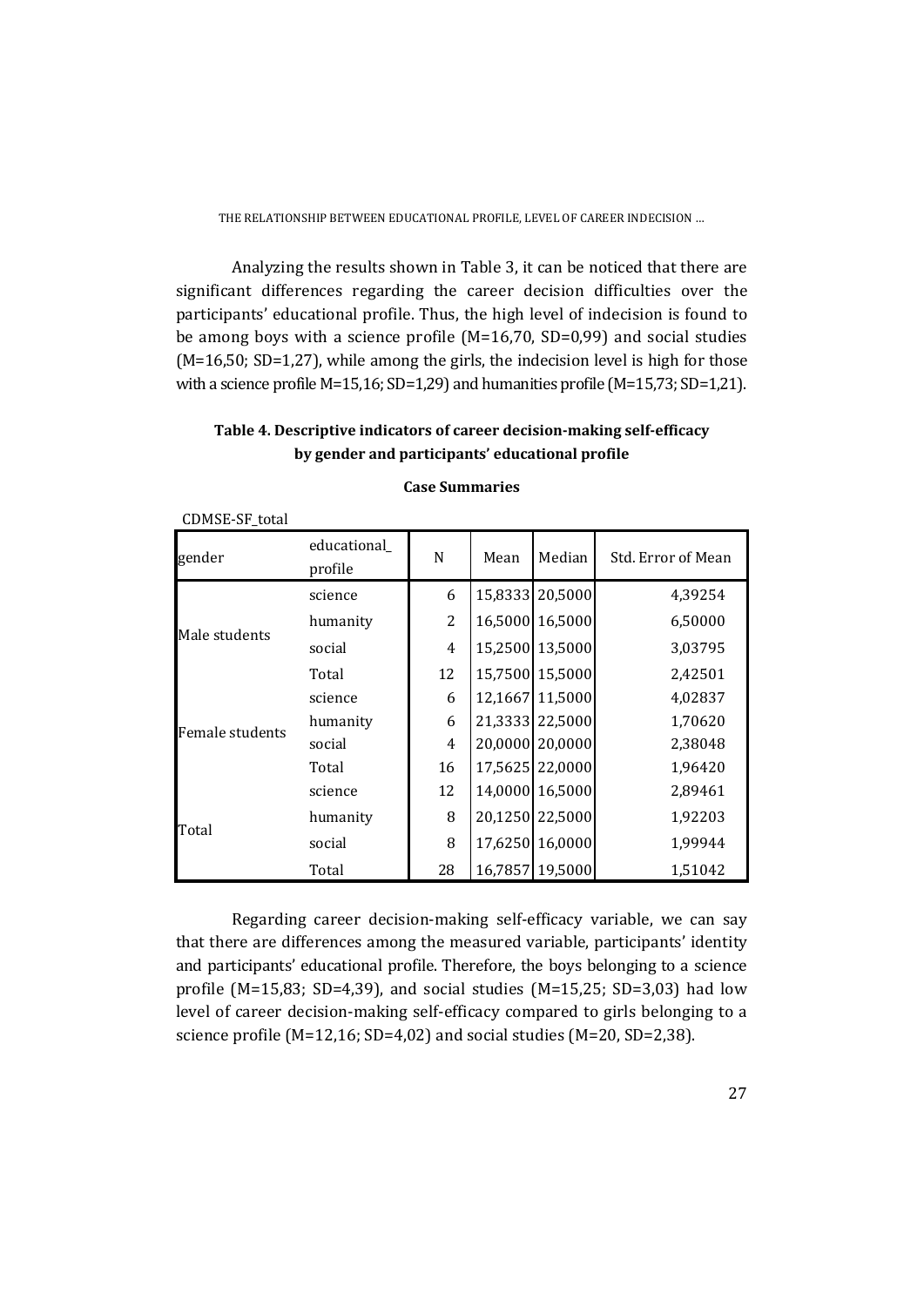Analyzing the results shown in Table 3, it can be noticed that there are significant differences regarding the career decision difficulties over the participants' educational profile. Thus, the high level of indecision is found to be among boys with a science profile (M=16,70, SD=0,99) and social studies (M=16,50; SD=1,27), while among the girls, the indecision level is high for those with a science profile M=15,16; SD=1,29) and humanities profile (M=15,73; SD=1,21).

**Table 4. Descriptive indicators of career decision-making self-efficacy by gender and participants' educational profile**

**Case Summaries**

CDMSE-SF_total

| gender | educational_ profile | N | Mean | Median | Std. Error of Mean |
|---|---|---|---|---|---|
| Male students | science | 6 | 15,8333 | 20,5000 | 4,39254 |
| | humanity | 2 | 16,5000 | 16,5000 | 6,50000 |
| | social | 4 | 15,2500 | 13,5000 | 3,03795 |
| | Total | 12 | 15,7500 | 15,5000 | 2,42501 |
| Female students | science | 6 | 12,1667 | 11,5000 | 4,02837 |
| | humanity | 6 | 21,3333 | 22,5000 | 1,70620 |
| | social | 4 | 20,0000 | 20,0000 | 2,38048 |
| | Total | 16 | 17,5625 | 22,0000 | 1,96420 |
| Total | science | 12 | 14,0000 | 16,5000 | 2,89461 |
| | humanity | 8 | 20,1250 | 22,5000 | 1,92203 |
| | social | 8 | 17,6250 | 16,0000 | 1,99944 |
| | Total | 28 | 16,7857 | 19,5000 | 1,51042 |

Regarding career decision-making self-efficacy variable, we can say that there are differences among the measured variable, participants' identity and participants' educational profile. Therefore, the boys belonging to a science profile (M=15,83; SD=4,39), and social studies (M=15,25; SD=3,03) had low level of career decision-making self-efficacy compared to girls belonging to a science profile (M=12,16; SD=4,02) and social studies (M=20, SD=2,38).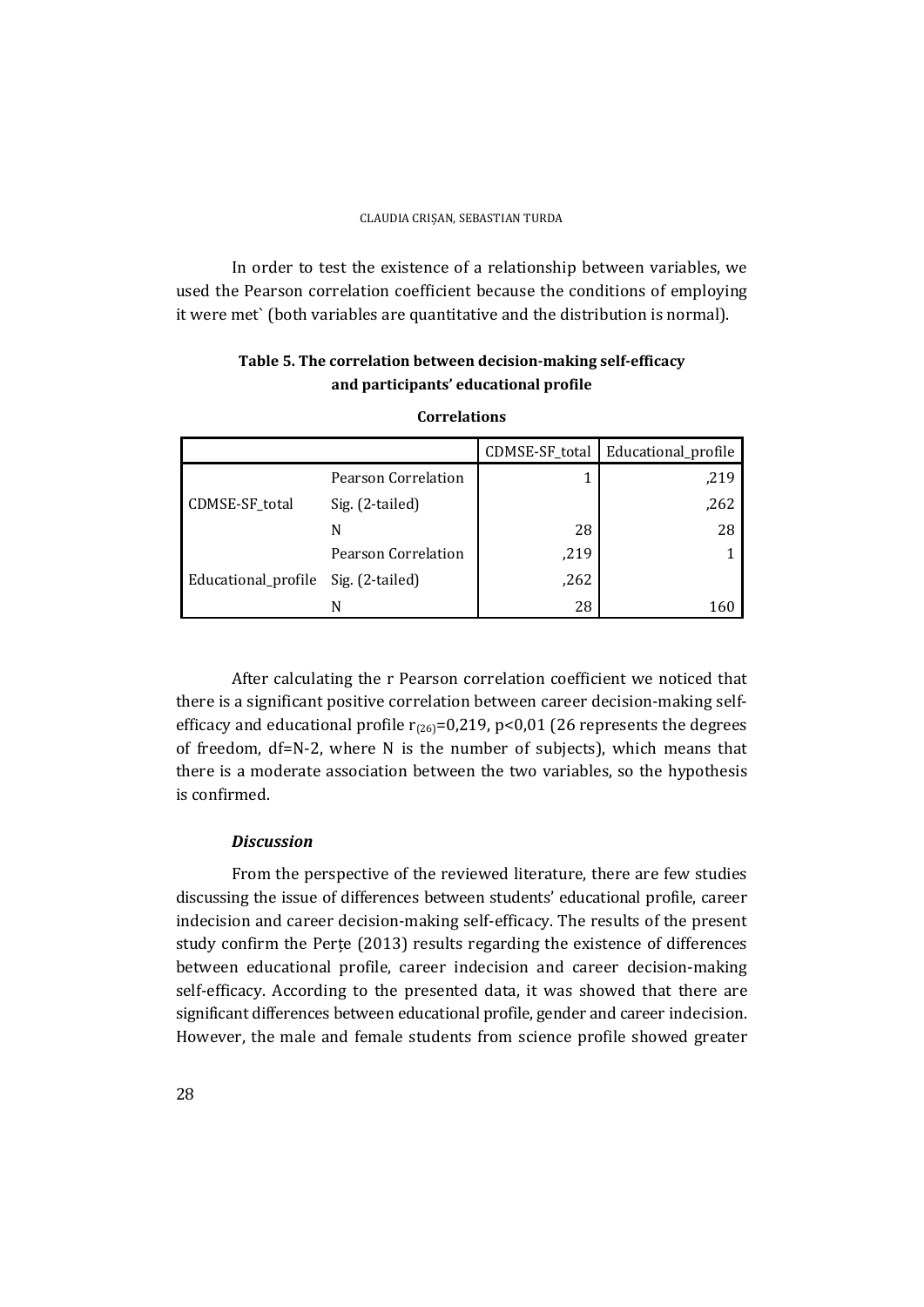In order to test the existence of a relationship between variables, we used the Pearson correlation coefficient because the conditions of employing it were met` (both variables are quantitative and the distribution is normal).

**Table 5. The correlation between decision-making self-efficacy and participants' educational profile**

**Correlations**

| | | CDMSE-SF_total | Educational_profile |
|---|---|---|---|
| CDMSE-SF_total | Pearson Correlation | 1 | ,219 |
| | Sig. (2-tailed) | | ,262 |
| | N | 28 | 28 |
| Educational_profile | Pearson Correlation | ,219 | 1 |
| | Sig. (2-tailed) | ,262 | |
| | N | 28 | 160 |

After calculating the r Pearson correlation coefficient we noticed that there is a significant positive correlation between career decision-making self-efficacy and educational profile $r_{(26)}=0,219$, $p<0,01$ (26 represents the degrees of freedom, df=N-2, where N is the number of subjects), which means that there is a moderate association between the two variables, so the hypothesis is confirmed.

### *Discussion*

From the perspective of the reviewed literature, there are few studies discussing the issue of differences between students' educational profile, career indecision and career decision-making self-efficacy. The results of the present study confirm the Perțe (2013) results regarding the existence of differences between educational profile, career indecision and career decision-making self-efficacy. According to the presented data, it was showed that there are significant differences between educational profile, gender and career indecision. However, the male and female students from science profile showed greater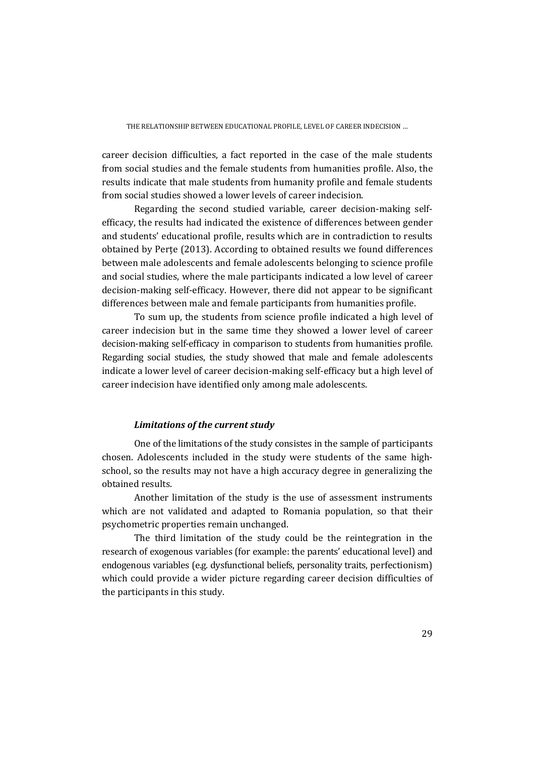career decision difficulties, a fact reported in the case of the male students from social studies and the female students from humanities profile. Also, the results indicate that male students from humanity profile and female students from social studies showed a lower levels of career indecision.

Regarding the second studied variable, career decision-making self-efficacy, the results had indicated the existence of differences between gender and students' educational profile, results which are in contradiction to results obtained by Perțe (2013). According to obtained results we found differences between male adolescents and female adolescents belonging to science profile and social studies, where the male participants indicated a low level of career decision-making self-efficacy. However, there did not appear to be significant differences between male and female participants from humanities profile.

To sum up, the students from science profile indicated a high level of career indecision but in the same time they showed a lower level of career decision-making self-efficacy in comparison to students from humanities profile. Regarding social studies, the study showed that male and female adolescents indicate a lower level of career decision-making self-efficacy but a high level of career indecision have identified only among male adolescents.

### *Limitations of the current study*

One of the limitations of the study consistes in the sample of participants chosen. Adolescents included in the study were students of the same high-school, so the results may not have a high accuracy degree in generalizing the obtained results.

Another limitation of the study is the use of assessment instruments which are not validated and adapted to Romania population, so that their psychometric properties remain unchanged.

The third limitation of the study could be the reintegration in the research of exogenous variables (for example: the parents' educational level) and endogenous variables (e.g. dysfunctional beliefs, personality traits, perfectionism) which could provide a wider picture regarding career decision difficulties of the participants in this study.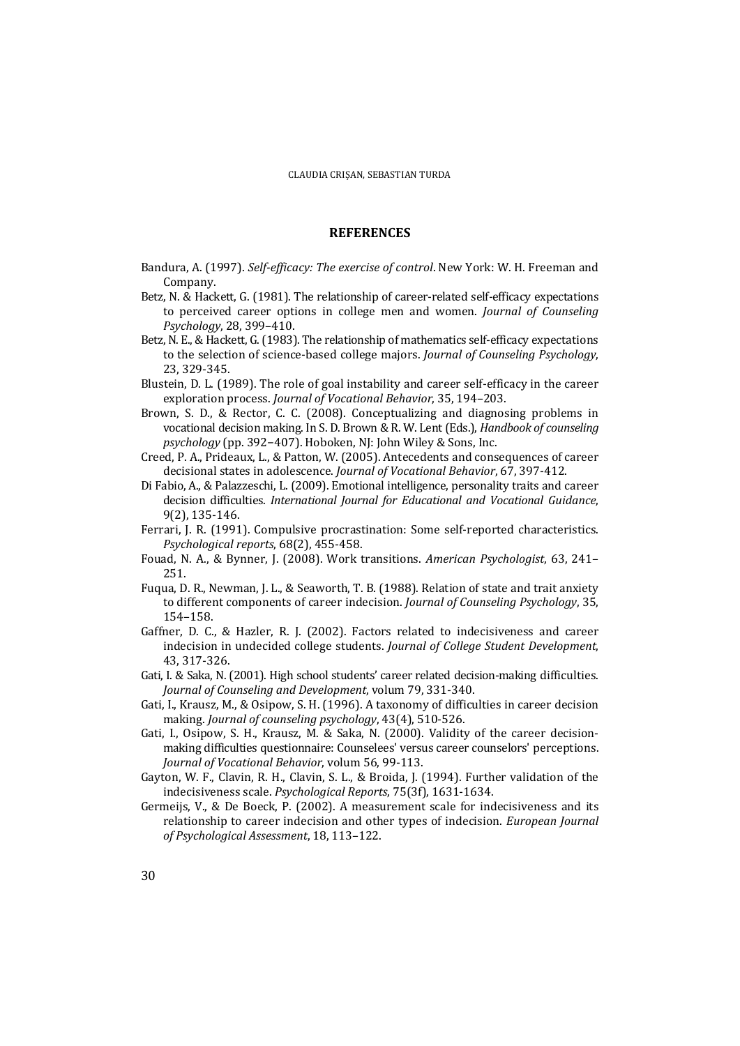## REFERENCES

Bandura, A. (1997). *Self-efficacy: The exercise of control*. New York: W. H. Freeman and Company.

Betz, N. & Hackett, G. (1981). The relationship of career-related self-efficacy expectations to perceived career options in college men and women. *Journal of Counseling Psychology*, 28, 399–410.

Betz, N. E., & Hackett, G. (1983). The relationship of mathematics self-efficacy expectations to the selection of science-based college majors. *Journal of Counseling Psychology*, 23, 329-345.

Blustein, D. L. (1989). The role of goal instability and career self-efficacy in the career exploration process. *Journal of Vocational Behavior*, 35, 194–203.

Brown, S. D., & Rector, C. C. (2008). Conceptualizing and diagnosing problems in vocational decision making. In S. D. Brown & R. W. Lent (Eds.), *Handbook of counseling psychology* (pp. 392–407). Hoboken, NJ: John Wiley & Sons, Inc.

Creed, P. A., Prideaux, L., & Patton, W. (2005). Antecedents and consequences of career decisional states in adolescence. *Journal of Vocational Behavior*, 67, 397-412.

Di Fabio, A., & Palazzeschi, L. (2009). Emotional intelligence, personality traits and career decision difficulties. *International Journal for Educational and Vocational Guidance*, 9(2), 135-146.

Ferrari, J. R. (1991). Compulsive procrastination: Some self-reported characteristics. *Psychological reports*, 68(2), 455-458.

Fouad, N. A., & Bynner, J. (2008). Work transitions. *American Psychologist*, 63, 241–251.

Fuqua, D. R., Newman, J. L., & Seaworth, T. B. (1988). Relation of state and trait anxiety to different components of career indecision. *Journal of Counseling Psychology*, 35, 154–158.

Gaffner, D. C., & Hazler, R. J. (2002). Factors related to indecisiveness and career indecision in undecided college students. *Journal of College Student Development*, 43, 317-326.

Gati, I. & Saka, N. (2001). High school students' career related decision-making difficulties. *Journal of Counseling and Development*, volum 79, 331-340.

Gati, I., Krausz, M., & Osipow, S. H. (1996). A taxonomy of difficulties in career decision making. *Journal of counseling psychology*, 43(4), 510-526.

Gati, I., Osipow, S. H., Krausz, M. & Saka, N. (2000). Validity of the career decision-making difficulties questionnaire: Counselees' versus career counselors' perceptions. *Journal of Vocational Behavior*, volum 56, 99-113.

Gayton, W. F., Clavin, R. H., Clavin, S. L., & Broida, J. (1994). Further validation of the indecisiveness scale. *Psychological Reports*, 75(3f), 1631-1634.

Germeijs, V., & De Boeck, P. (2002). A measurement scale for indecisiveness and its relationship to career indecision and other types of indecision. *European Journal of Psychological Assessment*, 18, 113–122.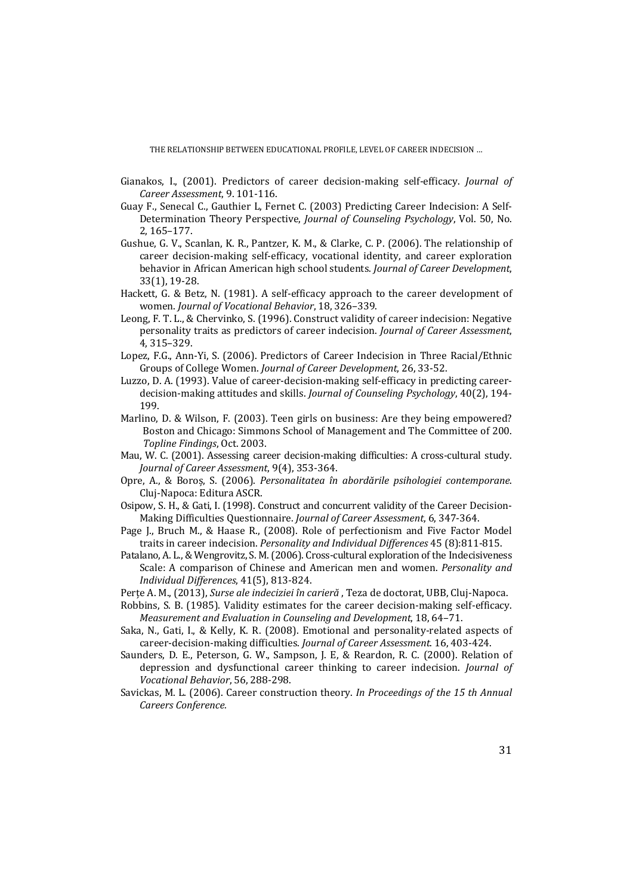Gianakos, I., (2001). Predictors of career decision-making self-efficacy. *Journal of Career Assessment*, 9. 101-116.

Guay F., Senecal C., Gauthier L, Fernet C. (2003) Predicting Career Indecision: A Self-Determination Theory Perspective, *Journal of Counseling Psychology*, Vol. 50, No. 2, 165–177.

Gushue, G. V., Scanlan, K. R., Pantzer, K. M., & Clarke, C. P. (2006). The relationship of career decision-making self-efficacy, vocational identity, and career exploration behavior in African American high school students. *Journal of Career Development*, 33(1), 19-28.

Hackett, G. & Betz, N. (1981). A self-efficacy approach to the career development of women. *Journal of Vocational Behavior*, 18, 326–339.

Leong, F. T. L., & Chervinko, S. (1996). Construct validity of career indecision: Negative personality traits as predictors of career indecision. *Journal of Career Assessment*, 4, 315–329.

Lopez, F.G., Ann-Yi, S. (2006). Predictors of Career Indecision in Three Racial/Ethnic Groups of College Women. *Journal of Career Development*, 26, 33-52.

Luzzo, D. A. (1993). Value of career-decision-making self-efficacy in predicting career-decision-making attitudes and skills. *Journal of Counseling Psychology*, 40(2), 194-199.

Marlino, D. & Wilson, F. (2003). Teen girls on business: Are they being empowered? Boston and Chicago: Simmons School of Management and The Committee of 200. *Topline Findings*, Oct. 2003.

Mau, W. C. (2001). Assessing career decision-making difficulties: A cross-cultural study. *Journal of Career Assessment*, 9(4), 353-364.

Opre, A., & Boroș, S. (2006). *Personalitatea în abordările psihologiei contemporane*. Cluj-Napoca: Editura ASCR.

Osipow, S. H., & Gati, I. (1998). Construct and concurrent validity of the Career Decision-Making Difficulties Questionnaire. *Journal of Career Assessment*, 6, 347-364.

Page J., Bruch M., & Haase R., (2008). Role of perfectionism and Five Factor Model traits in career indecision. *Personality and Individual Differences* 45 (8):811-815.

Patalano, A. L., & Wengrovitz, S. M. (2006). Cross-cultural exploration of the Indecisiveness Scale: A comparison of Chinese and American men and women. *Personality and Individual Differences*, 41(5), 813-824.

Perțe A. M., (2013), *Surse ale indeciziei în carieră* , Teza de doctorat, UBB, Cluj-Napoca.

Robbins, S. B. (1985). Validity estimates for the career decision-making self-efficacy. *Measurement and Evaluation in Counseling and Development*, 18, 64–71.

Saka, N., Gati, I., & Kelly, K. R. (2008). Emotional and personality-related aspects of career-decision-making difficulties. *Journal of Career Assessment*. 16, 403-424.

Saunders, D. E., Peterson, G. W., Sampson, J. E, & Reardon, R. C. (2000). Relation of depression and dysfunctional career thinking to career indecision. *Journal of Vocational Behavior*, 56, 288-298.

Savickas, M. L. (2006). Career construction theory. *In Proceedings of the 15 th Annual Careers Conference.*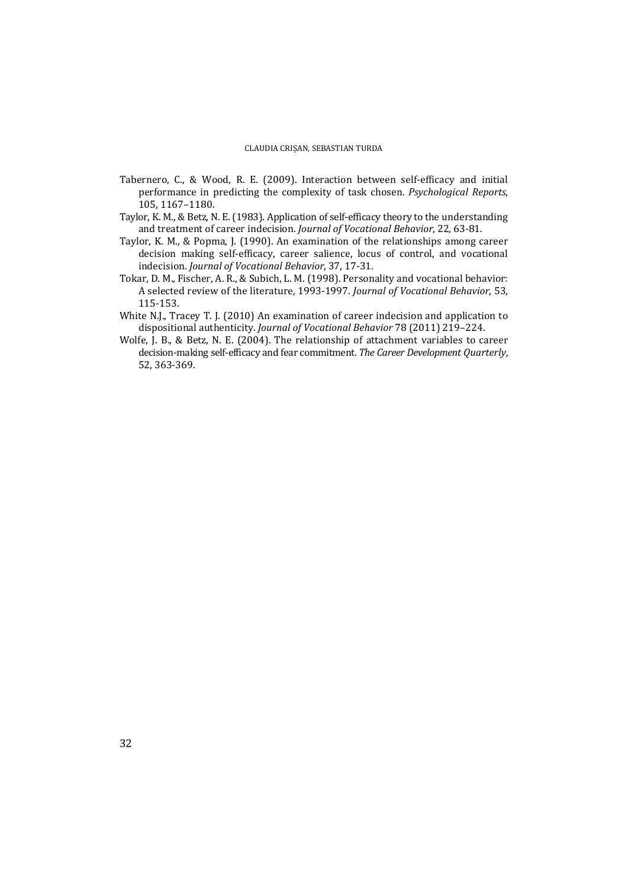Tabernero, C., & Wood, R. E. (2009). Interaction between self-efficacy and initial performance in predicting the complexity of task chosen. *Psychological Reports*, 105, 1167–1180.

Taylor, K. M., & Betz, N. E. (1983). Application of self-efficacy theory to the understanding and treatment of career indecision. *Journal of Vocational Behavior*, 22, 63-81.

Taylor, K. M., & Popma, J. (1990). An examination of the relationships among career decision making self-efficacy, career salience, locus of control, and vocational indecision. *Journal of Vocational Behavior*, 37, 17-31.

Tokar, D. M., Fischer, A. R., & Subich, L. M. (1998). Personality and vocational behavior: A selected review of the literature, 1993-1997. *Journal of Vocational Behavior*, 53, 115-153.

White N.J., Tracey T. J. (2010) An examination of career indecision and application to dispositional authenticity. *Journal of Vocational Behavior* 78 (2011) 219–224.

Wolfe, J. B., & Betz, N. E. (2004). The relationship of attachment variables to career decision-making self-efficacy and fear commitment. *The Career Development Quarterly*, 52, 363-369.